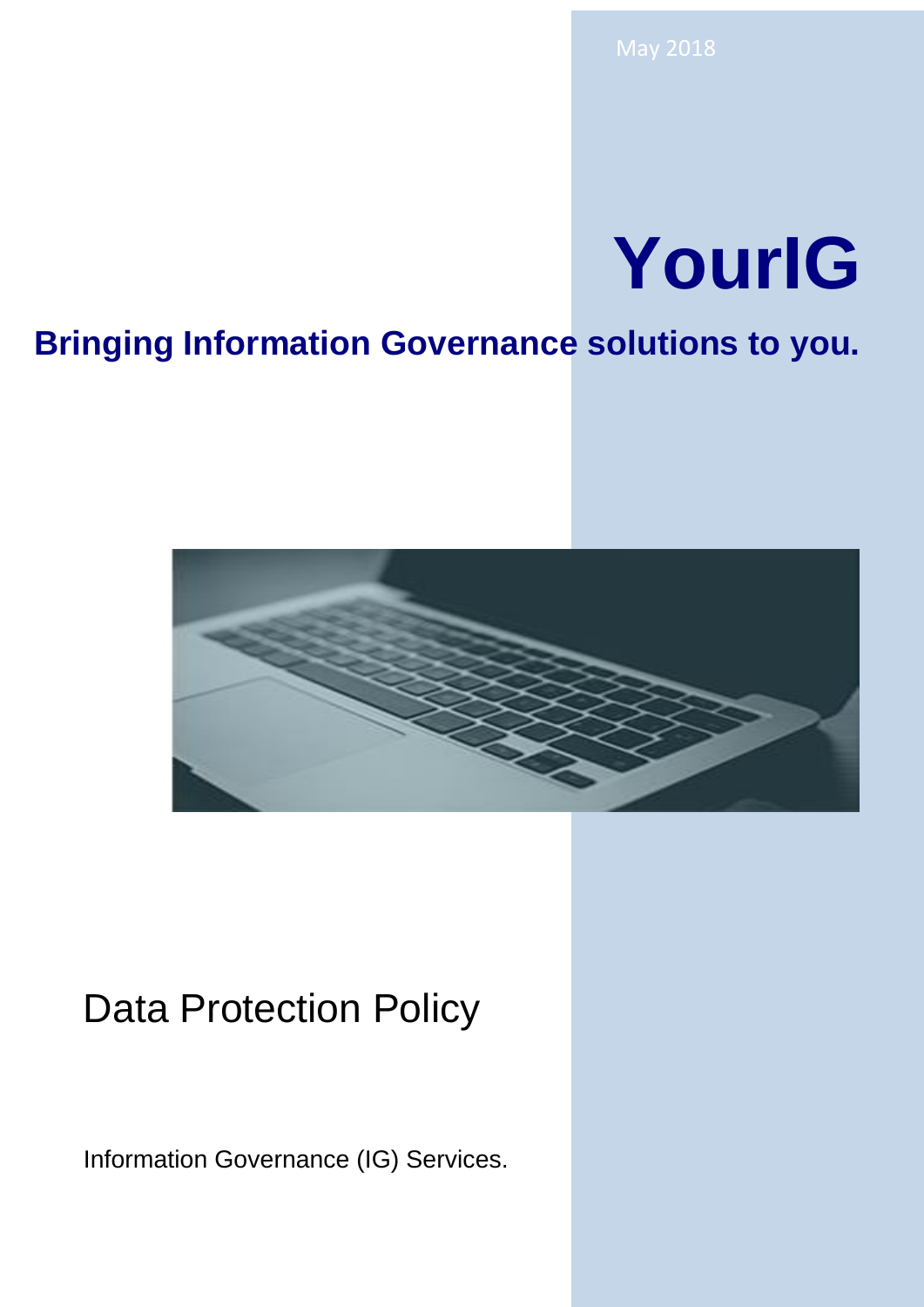May 2018

# YourIG

**Bringing Information Governance solutions to you.**

## Data Protection Policy

Information Governance (IG) Services.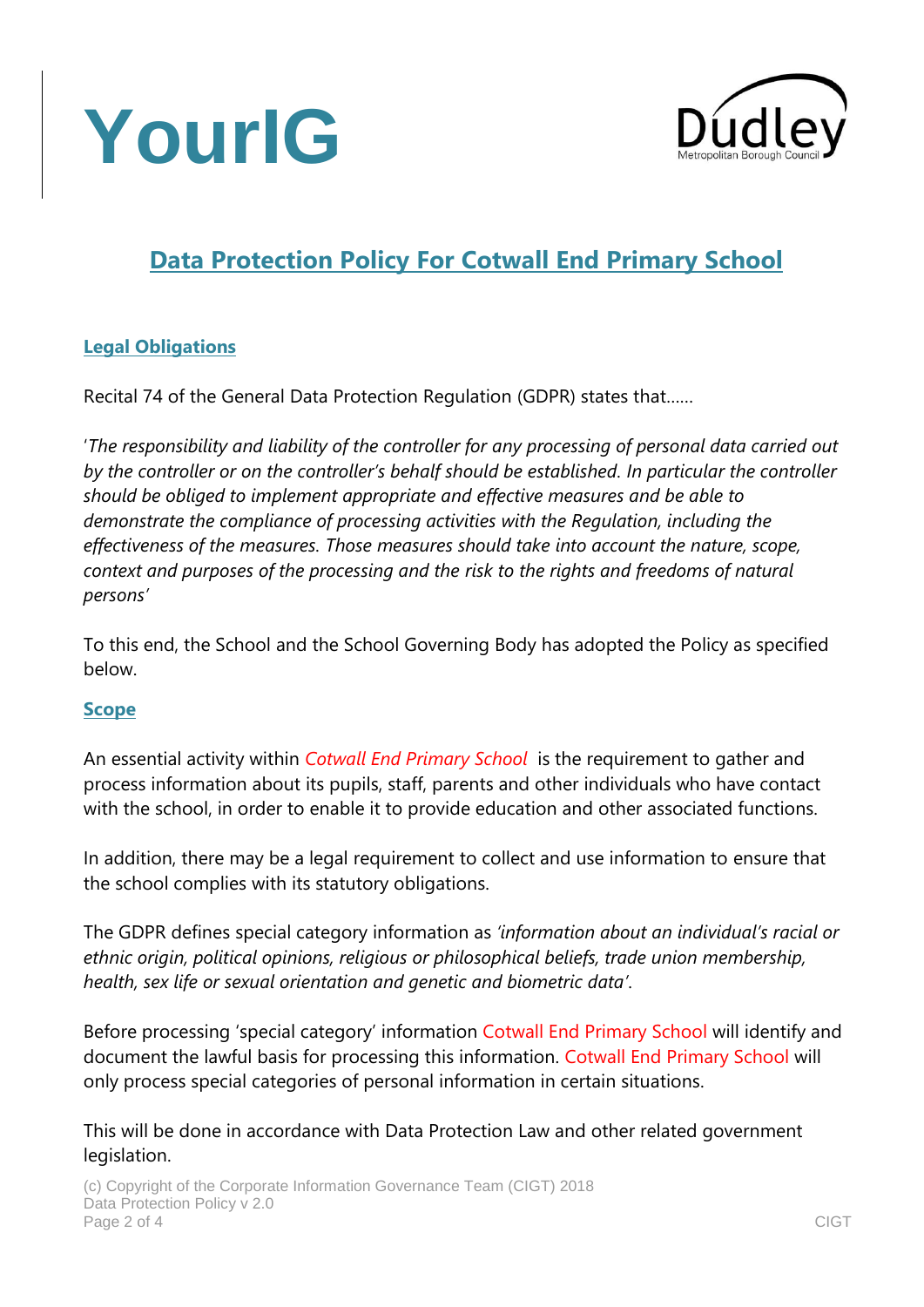# Data Protection Policy For Cotwall End Primary School

## Legal Obligations

Recital 74 of the General Data Protection Regulation (GDPR) states that……

'*The responsibility and liability of the controller for any processing of personal data carried out by the controller or on the controller's behalf should be established. In particular the controller should be obliged to implement appropriate and effective measures and be able to demonstrate the compliance of processing activities with the Regulation, including the effectiveness of the measures. Those measures should take into account the nature, scope, context and purposes of the processing and the risk to the rights and freedoms of natural persons'*

To this end, the School and the School Governing Body has adopted the Policy as specified below.

## Scope

An essential activity within *Cotwall End Primary School* is the requirement to gather and process information about its pupils, staff, parents and other individuals who have contact with the school, in order to enable it to provide education and other associated functions.

In addition, there may be a legal requirement to collect and use information to ensure that the school complies with its statutory obligations.

The GDPR defines special category information as *'information about an individual's racial or ethnic origin, political opinions, religious or philosophical beliefs, trade union membership, health, sex life or sexual orientation and genetic and biometric data'*.

Before processing 'special category' information Cotwall End Primary School will identify and document the lawful basis for processing this information. Cotwall End Primary School will only process special categories of personal information in certain situations.

This will be done in accordance with Data Protection Law and other related government legislation.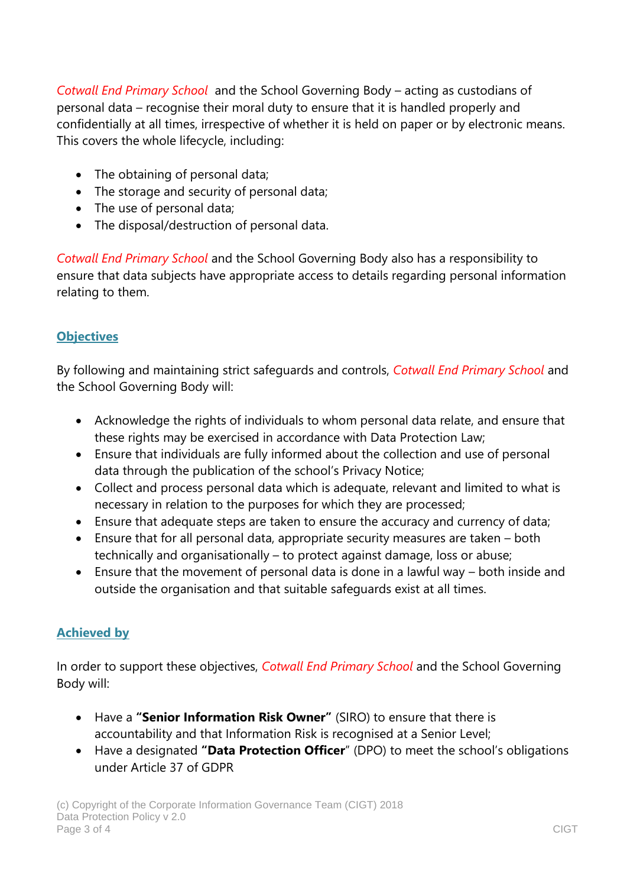*Cotwall End Primary School* and the School Governing Body – acting as custodians of personal data – recognise their moral duty to ensure that it is handled properly and confidentially at all times, irrespective of whether it is held on paper or by electronic means. This covers the whole lifecycle, including:

- The obtaining of personal data;
- The storage and security of personal data;
- The use of personal data;
- The disposal/destruction of personal data.

*Cotwall End Primary School* and the School Governing Body also has a responsibility to ensure that data subjects have appropriate access to details regarding personal information relating to them.

## Objectives

By following and maintaining strict safeguards and controls, *Cotwall End Primary School* and the School Governing Body will:

- Acknowledge the rights of individuals to whom personal data relate, and ensure that these rights may be exercised in accordance with Data Protection Law;
- Ensure that individuals are fully informed about the collection and use of personal data through the publication of the school's Privacy Notice;
- Collect and process personal data which is adequate, relevant and limited to what is necessary in relation to the purposes for which they are processed;
- Ensure that adequate steps are taken to ensure the accuracy and currency of data;
- Ensure that for all personal data, appropriate security measures are taken – both technically and organisationally – to protect against damage, loss or abuse;
- Ensure that the movement of personal data is done in a lawful way – both inside and outside the organisation and that suitable safeguards exist at all times.

## Achieved by

In order to support these objectives, *Cotwall End Primary School* and the School Governing Body will:

- Have a **"Senior Information Risk Owner"** (SIRO) to ensure that there is accountability and that Information Risk is recognised at a Senior Level;
- Have a designated **"Data Protection Officer"** (DPO) to meet the school's obligations under Article 37 of GDPR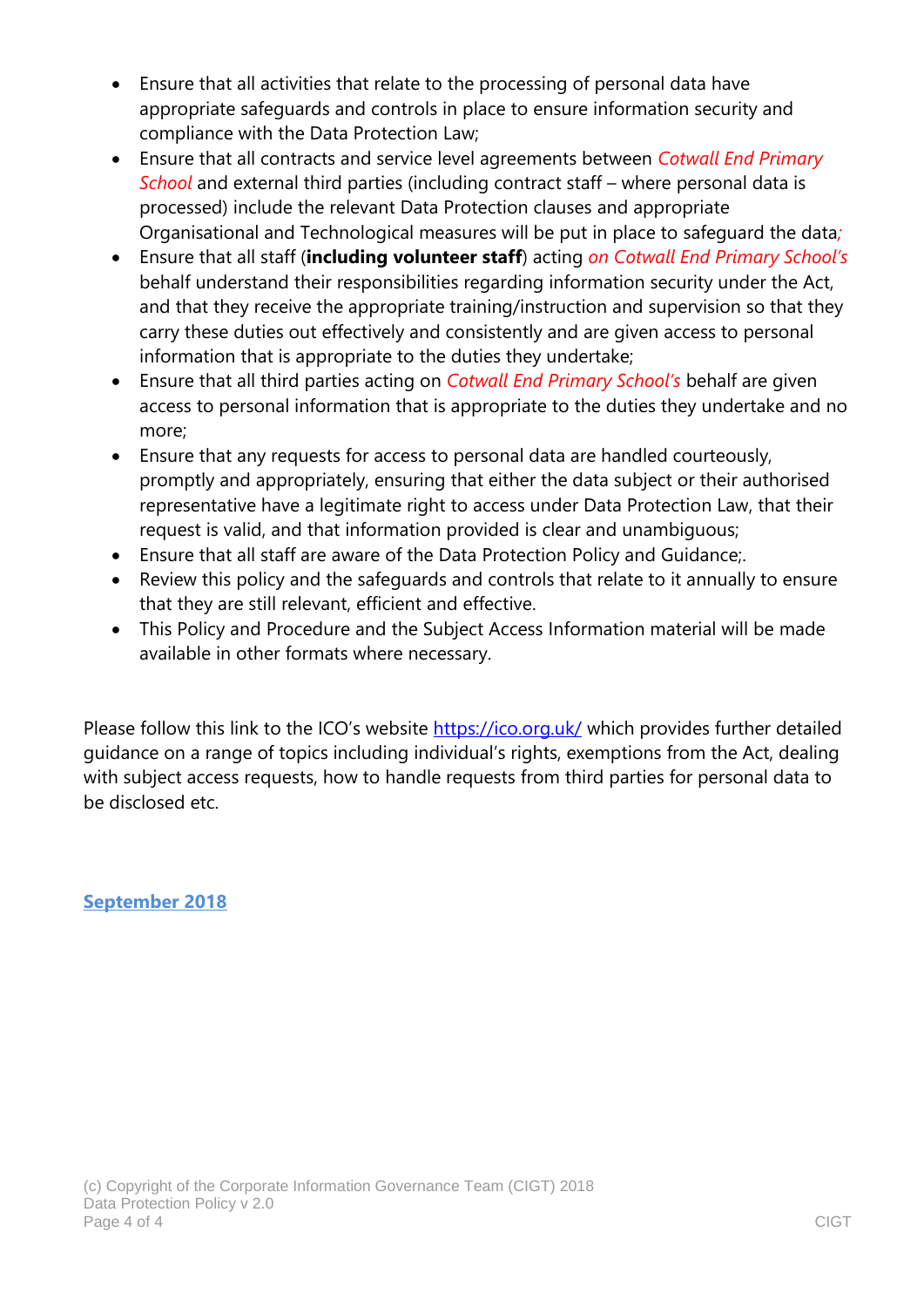- Ensure that all activities that relate to the processing of personal data have appropriate safeguards and controls in place to ensure information security and compliance with the Data Protection Law;
- Ensure that all contracts and service level agreements between *Cotwall End Primary School* and external third parties (including contract staff – where personal data is processed) include the relevant Data Protection clauses and appropriate Organisational and Technological measures will be put in place to safeguard the data;
- Ensure that all staff (**including volunteer staff**) acting *on Cotwall End Primary School's* behalf understand their responsibilities regarding information security under the Act, and that they receive the appropriate training/instruction and supervision so that they carry these duties out effectively and consistently and are given access to personal information that is appropriate to the duties they undertake;
- Ensure that all third parties acting on *Cotwall End Primary School's* behalf are given access to personal information that is appropriate to the duties they undertake and no more;
- Ensure that any requests for access to personal data are handled courteously, promptly and appropriately, ensuring that either the data subject or their authorised representative have a legitimate right to access under Data Protection Law, that their request is valid, and that information provided is clear and unambiguous;
- Ensure that all staff are aware of the Data Protection Policy and Guidance;.
- Review this policy and the safeguards and controls that relate to it annually to ensure that they are still relevant, efficient and effective.
- This Policy and Procedure and the Subject Access Information material will be made available in other formats where necessary.

Please follow this link to the ICO's website https://ico.org.uk/ which provides further detailed guidance on a range of topics including individual's rights, exemptions from the Act, dealing with subject access requests, how to handle requests from third parties for personal data to be disclosed etc.

**September 2018**

(c) Copyright of the Corporate Information Governance Team (CIGT) 2018
Data Protection Policy v 2.0